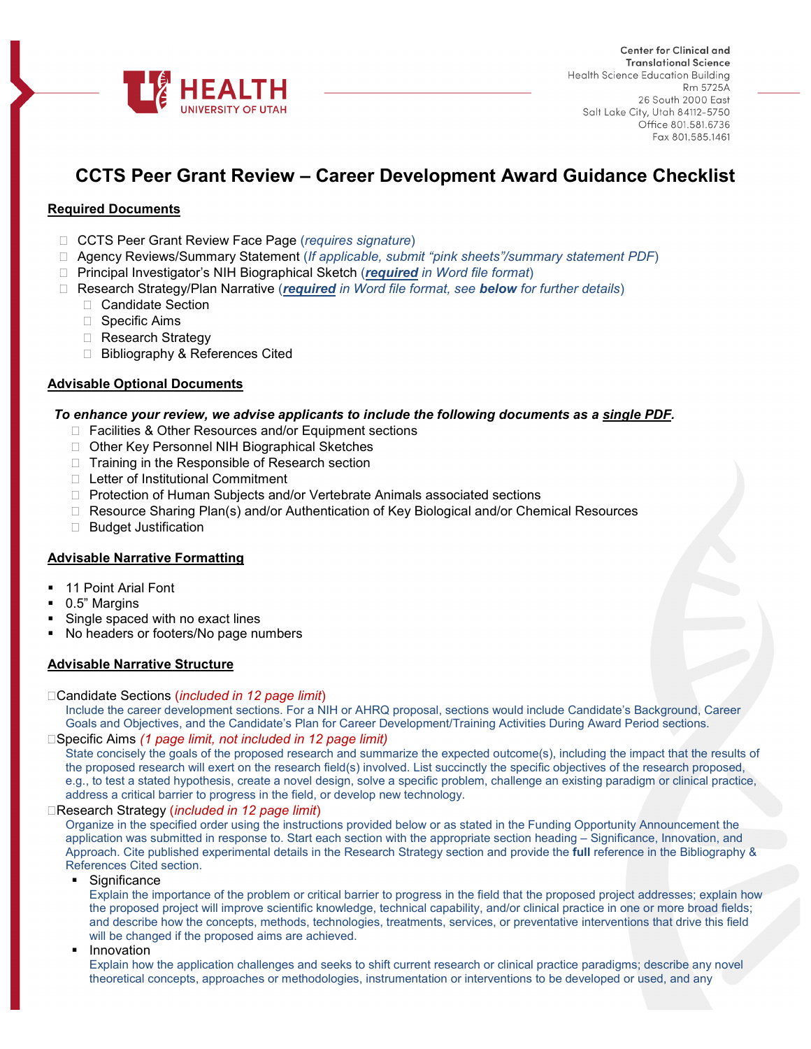Center for Clinical and Translational Science
Health Science Education Building
Rm 5725A
26 South 2000 East
Salt Lake City, Utah 84112-5750
Office 801.581.6736
Fax 801.585.1461

# CCTS Peer Grant Review – Career Development Award Guidance Checklist

## Required Documents

- ☐ CCTS Peer Grant Review Face Page (*requires signature*)
- ☐ Agency Reviews/Summary Statement (*If applicable, submit "pink sheets"/summary statement PDF*)
- ☐ Principal Investigator's NIH Biographical Sketch (***required*** *in Word file format*)
- ☐ Research Strategy/Plan Narrative (***required*** *in Word file format, see* ***below*** *for further details*)
  - ☐ Candidate Section
  - ☐ Specific Aims
  - ☐ Research Strategy
  - ☐ Bibliography & References Cited

## Advisable Optional Documents

***To enhance your review, we advise applicants to include the following documents as a single PDF.***

- ☐ Facilities & Other Resources and/or Equipment sections
- ☐ Other Key Personnel NIH Biographical Sketches
- ☐ Training in the Responsible of Research section
- ☐ Letter of Institutional Commitment
- ☐ Protection of Human Subjects and/or Vertebrate Animals associated sections
- ☐ Resource Sharing Plan(s) and/or Authentication of Key Biological and/or Chemical Resources
- ☐ Budget Justification

## Advisable Narrative Formatting

- 11 Point Arial Font
- 0.5" Margins
- Single spaced with no exact lines
- No headers or footers/No page numbers

## Advisable Narrative Structure

☐Candidate Sections (*included in 12 page limit*)

Include the career development sections. For a NIH or AHRQ proposal, sections would include Candidate's Background, Career Goals and Objectives, and the Candidate's Plan for Career Development/Training Activities During Award Period sections.

☐Specific Aims *(1 page limit, not included in 12 page limit)*

State concisely the goals of the proposed research and summarize the expected outcome(s), including the impact that the results of the proposed research will exert on the research field(s) involved. List succinctly the specific objectives of the research proposed, e.g., to test a stated hypothesis, create a novel design, solve a specific problem, challenge an existing paradigm or clinical practice, address a critical barrier to progress in the field, or develop new technology.

☐Research Strategy (*included in 12 page limit*)

Organize in the specified order using the instructions provided below or as stated in the Funding Opportunity Announcement the application was submitted in response to. Start each section with the appropriate section heading – Significance, Innovation, and Approach. Cite published experimental details in the Research Strategy section and provide the **full** reference in the Bibliography & References Cited section.

- Significance

  Explain the importance of the problem or critical barrier to progress in the field that the proposed project addresses; explain how the proposed project will improve scientific knowledge, technical capability, and/or clinical practice in one or more broad fields; and describe how the concepts, methods, technologies, treatments, services, or preventative interventions that drive this field will be changed if the proposed aims are achieved.

- Innovation

  Explain how the application challenges and seeks to shift current research or clinical practice paradigms; describe any novel theoretical concepts, approaches or methodologies, instrumentation or interventions to be developed or used, and any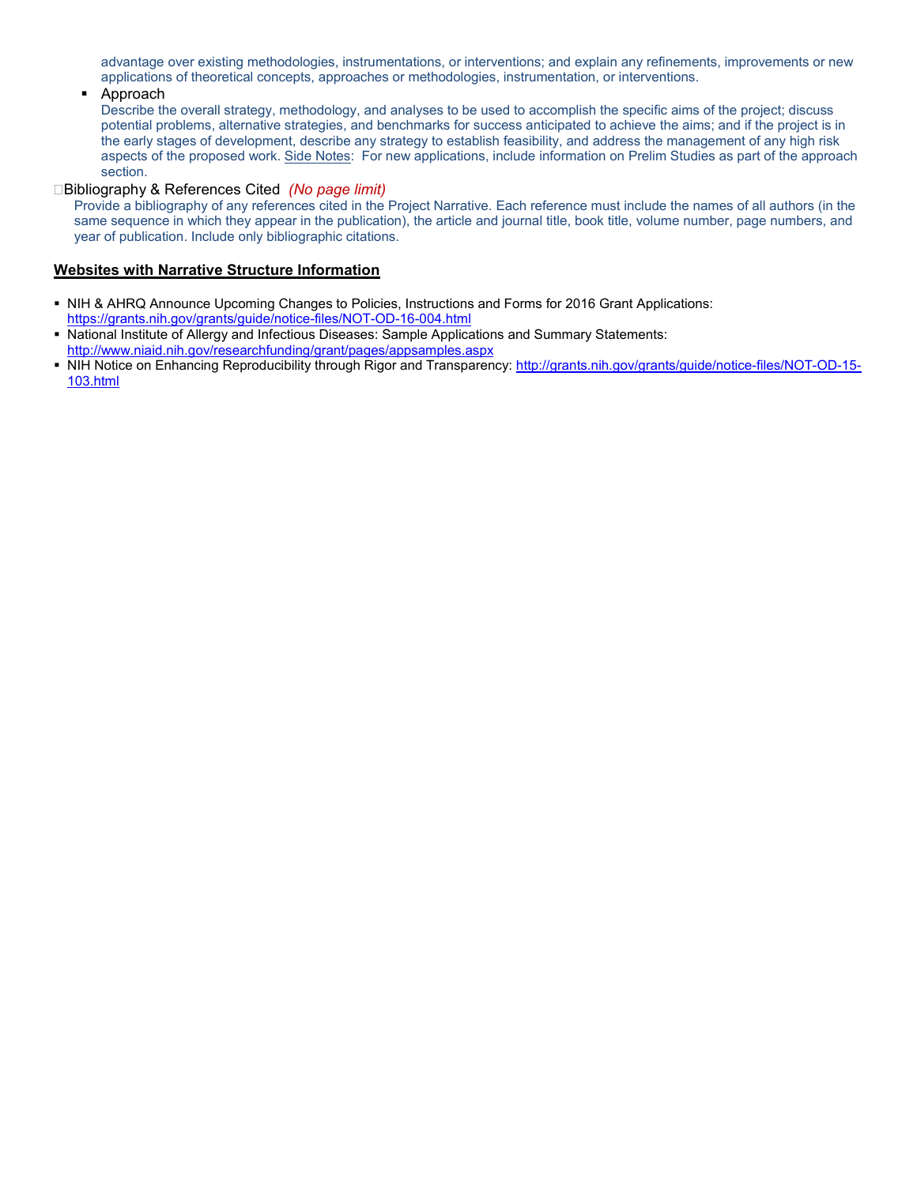advantage over existing methodologies, instrumentations, or interventions; and explain any refinements, improvements or new applications of theoretical concepts, approaches or methodologies, instrumentation, or interventions.

- Approach

  Describe the overall strategy, methodology, and analyses to be used to accomplish the specific aims of the project; discuss potential problems, alternative strategies, and benchmarks for success anticipated to achieve the aims; and if the project is in the early stages of development, describe any strategy to establish feasibility, and address the management of any high risk aspects of the proposed work. Side Notes: For new applications, include information on Prelim Studies as part of the approach section.

☐Bibliography & References Cited *(No page limit)*

Provide a bibliography of any references cited in the Project Narrative. Each reference must include the names of all authors (in the same sequence in which they appear in the publication), the article and journal title, book title, volume number, page numbers, and year of publication. Include only bibliographic citations.

## **Websites with Narrative Structure Information**

- NIH & AHRQ Announce Upcoming Changes to Policies, Instructions and Forms for 2016 Grant Applications: https://grants.nih.gov/grants/guide/notice-files/NOT-OD-16-004.html
- National Institute of Allergy and Infectious Diseases: Sample Applications and Summary Statements: http://www.niaid.nih.gov/researchfunding/grant/pages/appsamples.aspx
- NIH Notice on Enhancing Reproducibility through Rigor and Transparency: http://grants.nih.gov/grants/guide/notice-files/NOT-OD-15-103.html